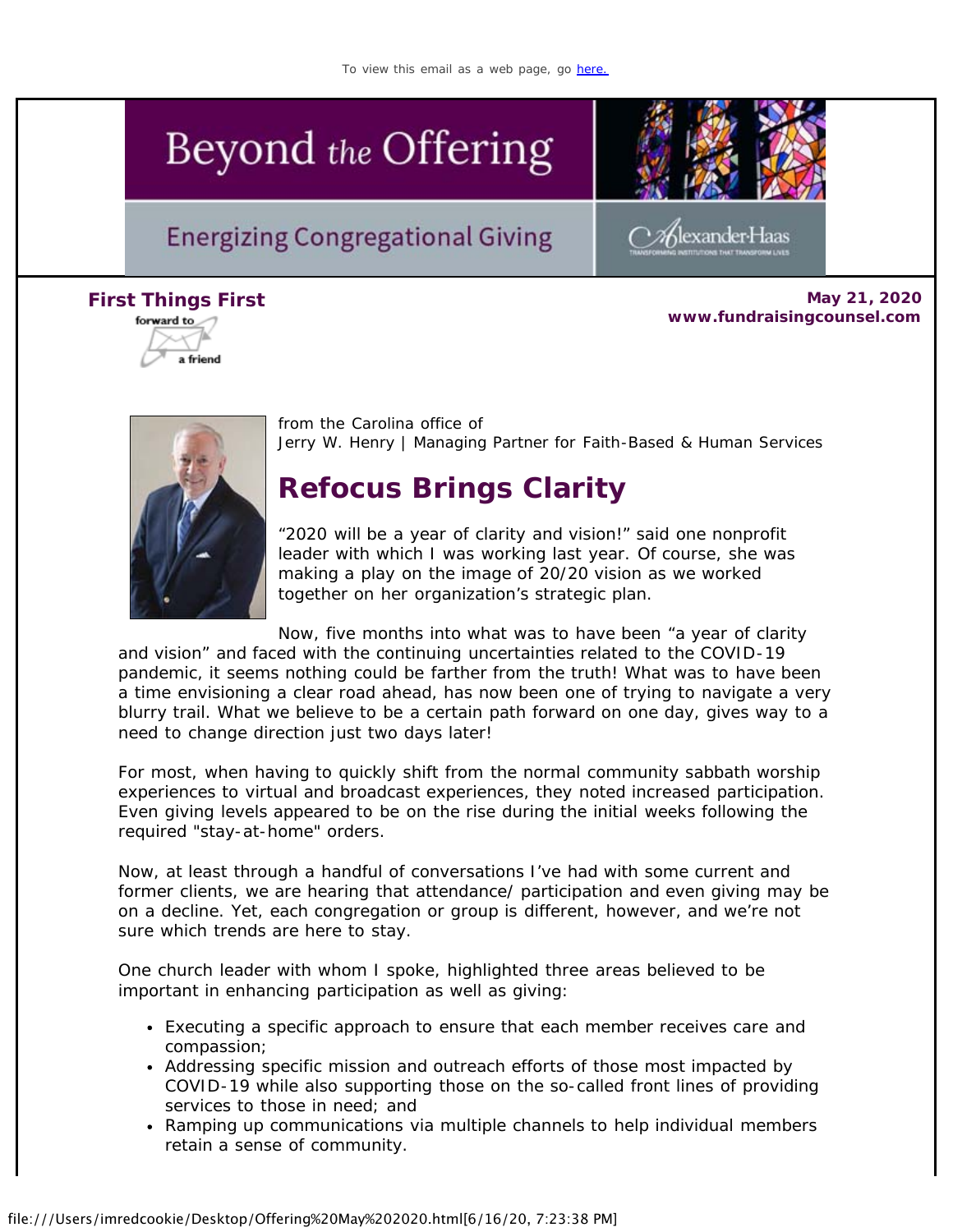To view this email as a web page, go here.

# Beyond the Offering

## Energizing Congregational Giving

Alexander Haas
TRANSFORMING INSTITUTIONS THAT TRANSFORM LIVES

**First Things First**

forward to a friend

**May 21, 2020**
**www.fundraisingcounsel.com**

from the Carolina office of
Jerry W. Henry | Managing Partner for Faith-Based & Human Services

## Refocus Brings Clarity

“2020 will be a year of clarity and vision!” said one nonprofit leader with which I was working last year. Of course, she was making a play on the image of 20/20 vision as we worked together on her organization’s strategic plan.

Now, five months into what was to have been “a year of clarity and vision” and faced with the continuing uncertainties related to the COVID-19 pandemic, it seems nothing could be farther from the truth! What was to have been a time envisioning a clear road ahead, has now been one of trying to navigate a very blurry trail. What we believe to be a certain path forward on one day, gives way to a need to change direction just two days later!

For most, when having to quickly shift from the normal community sabbath worship experiences to virtual and broadcast experiences, they noted increased participation. Even giving levels appeared to be on the rise during the initial weeks following the required "stay-at-home" orders.

Now, at least through a handful of conversations I’ve had with some current and former clients, we are hearing that attendance/ participation and even giving may be on a decline. Yet, each congregation or group is different, however, and we’re not sure which trends are here to stay.

One church leader with whom I spoke, highlighted three areas believed to be important in enhancing participation as well as giving:

- Executing a specific approach to ensure that each member receives care and compassion;
- Addressing specific mission and outreach efforts of those most impacted by COVID-19 while also supporting those on the so-called front lines of providing services to those in need; and
- Ramping up communications via multiple channels to help individual members retain a sense of community.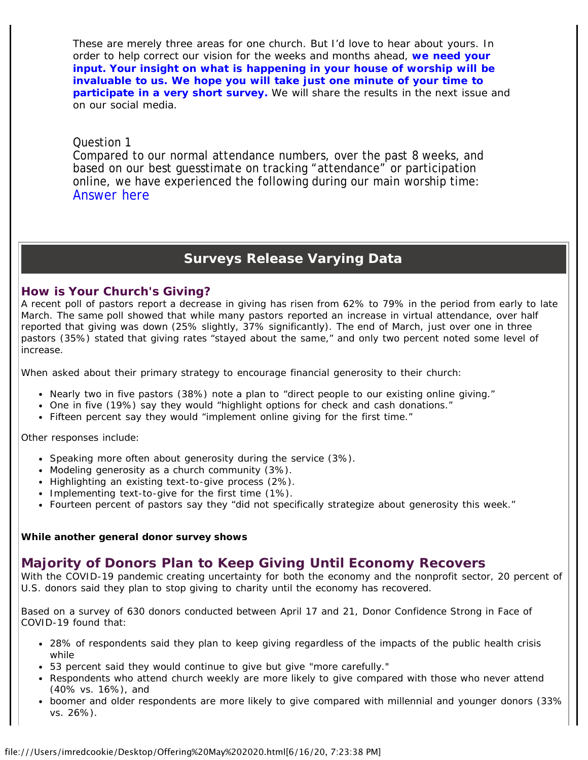These are merely three areas for one church. But I'd love to hear about yours. In order to help correct our vision for the weeks and months ahead, **we need your input. Your insight on what is happening in your house of worship will be invaluable to us. We hope you will take just one minute of your time to participate in a very short survey.** We will share the results in the next issue and on our social media.

Question 1
Compared to our normal attendance numbers, over the past 8 weeks, and based on our best guesstimate on tracking "attendance" or participation online, we have experienced the following during our main worship time:
Answer here

## Surveys Release Varying Data

### How is Your Church's Giving?

A recent poll of pastors report a decrease in giving has risen from 62% to 79% in the period from early to late March. The same poll showed that while many pastors reported an increase in virtual attendance, over half reported that giving was down (25% slightly, 37% significantly). The end of March, just over one in three pastors (35%) stated that giving rates "stayed about the same," and only two percent noted some level of increase.

When asked about their primary strategy to encourage financial generosity to their church:

- Nearly two in five pastors (38%) note a plan to "direct people to our existing online giving."
- One in five (19%) say they would "highlight options for check and cash donations."
- Fifteen percent say they would "implement online giving for the first time."

Other responses include:

- Speaking more often about generosity during the service (3%).
- Modeling generosity as a church community (3%).
- Highlighting an existing text-to-give process (2%).
- Implementing text-to-give for the first time (1%).
- Fourteen percent of pastors say they "did not specifically strategize about generosity this week."

**While another general donor survey shows**

## Majority of Donors Plan to Keep Giving Until Economy Recovers

With the COVID-19 pandemic creating uncertainty for both the economy and the nonprofit sector, 20 percent of U.S. donors said they plan to stop giving to charity until the economy has recovered.

Based on a survey of 630 donors conducted between April 17 and 21, Donor Confidence Strong in Face of COVID-19 found that:

- 28% of respondents said they plan to keep giving regardless of the impacts of the public health crisis while
- 53 percent said they would continue to give but give "more carefully."
- Respondents who attend church weekly are more likely to give compared with those who never attend (40% vs. 16%), and
- boomer and older respondents are more likely to give compared with millennial and younger donors (33% vs. 26%).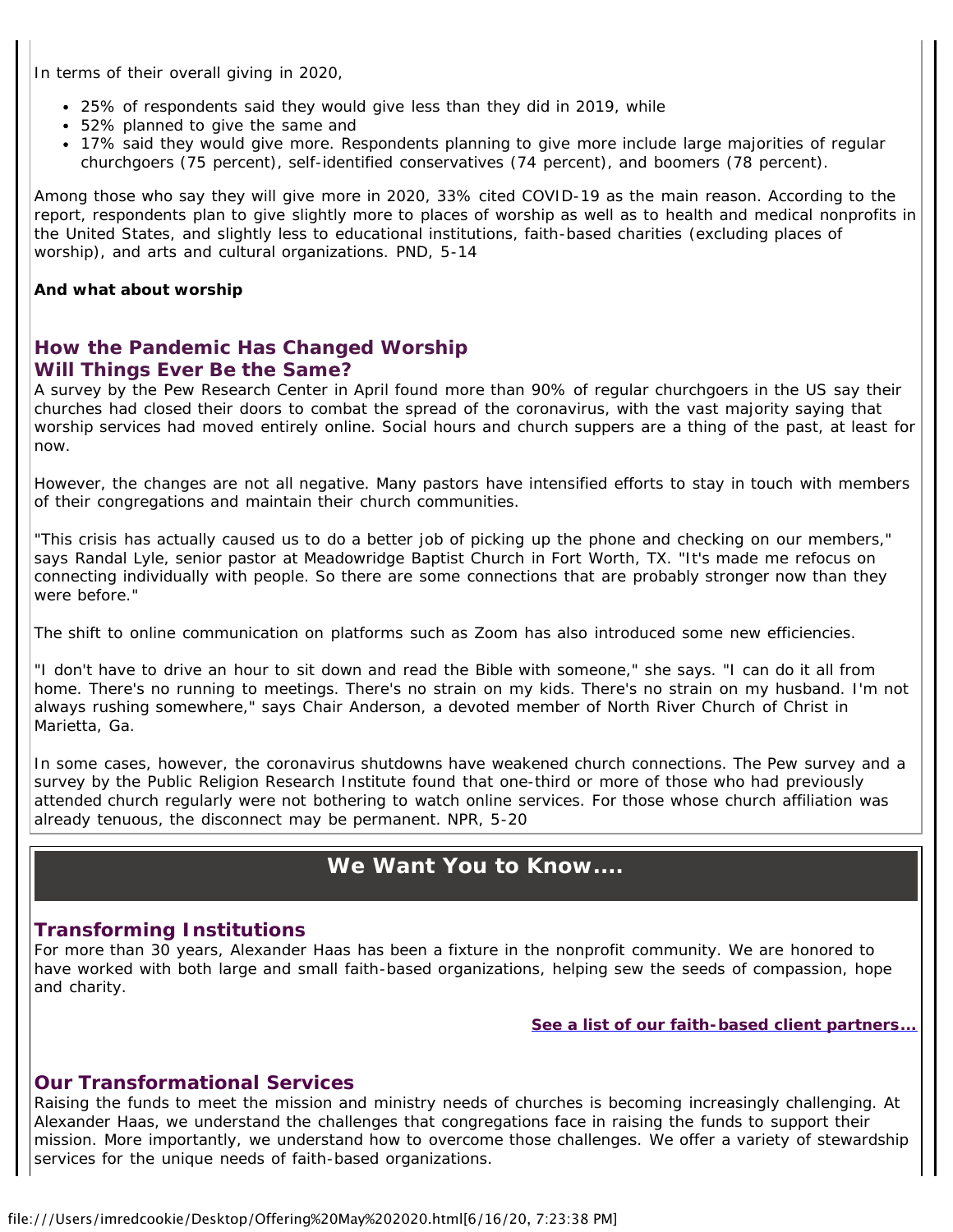In terms of their overall giving in 2020,

- 25% of respondents said they would give less than they did in 2019, while
- 52% planned to give the same and
- 17% said they would give more. Respondents planning to give more include large majorities of regular churchgoers (75 percent), self-identified conservatives (74 percent), and boomers (78 percent).

Among those who say they will give more in 2020, 33% cited COVID-19 as the main reason. According to the report, respondents plan to give slightly more to places of worship as well as to health and medical nonprofits in the United States, and slightly less to educational institutions, faith-based charities (excluding places of worship), and arts and cultural organizations. PND, 5-14

**And what about worship**

### How the Pandemic Has Changed Worship
### Will Things Ever Be the Same?

A survey by the Pew Research Center in April found more than 90% of regular churchgoers in the US say their churches had closed their doors to combat the spread of the coronavirus, with the vast majority saying that worship services had moved entirely online. Social hours and church suppers are a thing of the past, at least for now.

However, the changes are not all negative. Many pastors have intensified efforts to stay in touch with members of their congregations and maintain their church communities.

"This crisis has actually caused us to do a better job of picking up the phone and checking on our members," says Randal Lyle, senior pastor at Meadowridge Baptist Church in Fort Worth, TX. "It's made me refocus on connecting individually with people. So there are some connections that are probably stronger now than they were before."

The shift to online communication on platforms such as Zoom has also introduced some new efficiencies.

"I don't have to drive an hour to sit down and read the Bible with someone," she says. "I can do it all from home. There's no running to meetings. There's no strain on my kids. There's no strain on my husband. I'm not always rushing somewhere," says Chair Anderson, a devoted member of North River Church of Christ in Marietta, Ga.

In some cases, however, the coronavirus shutdowns have weakened church connections. The Pew survey and a survey by the Public Religion Research Institute found that one-third or more of those who had previously attended church regularly were not bothering to watch online services. For those whose church affiliation was already tenuous, the disconnect may be permanent. NPR, 5-20

## We Want You to Know....

### Transforming Institutions

For more than 30 years, Alexander Haas has been a fixture in the nonprofit community. We are honored to have worked with both large and small faith-based organizations, helping sew the seeds of compassion, hope and charity.

**See a list of our faith-based client partners...**

### Our Transformational Services

Raising the funds to meet the mission and ministry needs of churches is becoming increasingly challenging. At Alexander Haas, we understand the challenges that congregations face in raising the funds to support their mission. More importantly, we understand how to overcome those challenges. We offer a variety of stewardship services for the unique needs of faith-based organizations.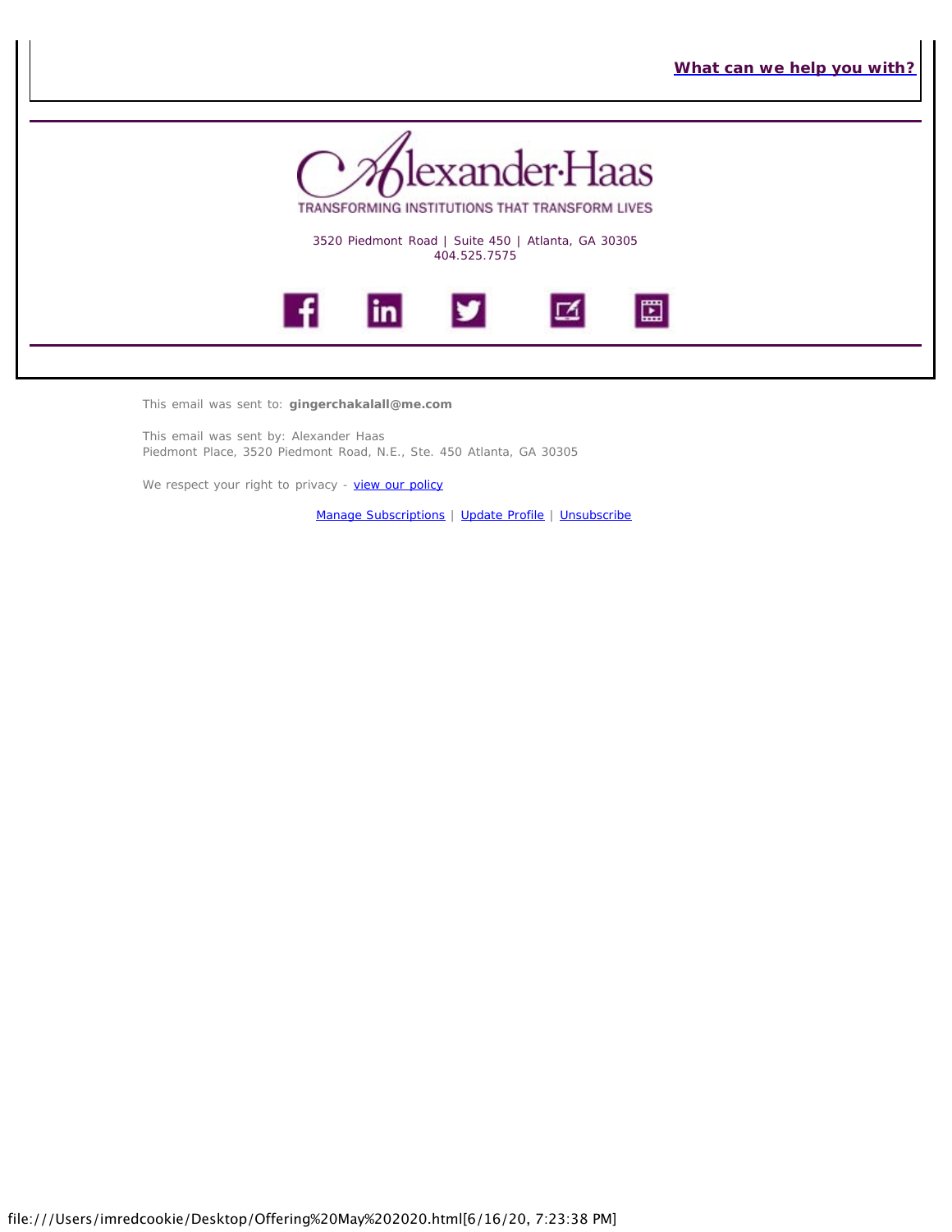**What can we help you with?**

Alexander·Haas

TRANSFORMING INSTITUTIONS THAT TRANSFORM LIVES

3520 Piedmont Road | Suite 450 | Atlanta, GA 30305
404.525.7575

This email was sent to: **gingerchakalall@me.com**

This email was sent by: Alexander Haas
Piedmont Place, 3520 Piedmont Road, N.E., Ste. 450 Atlanta, GA 30305

We respect your right to privacy - view our policy

Manage Subscriptions | Update Profile | Unsubscribe